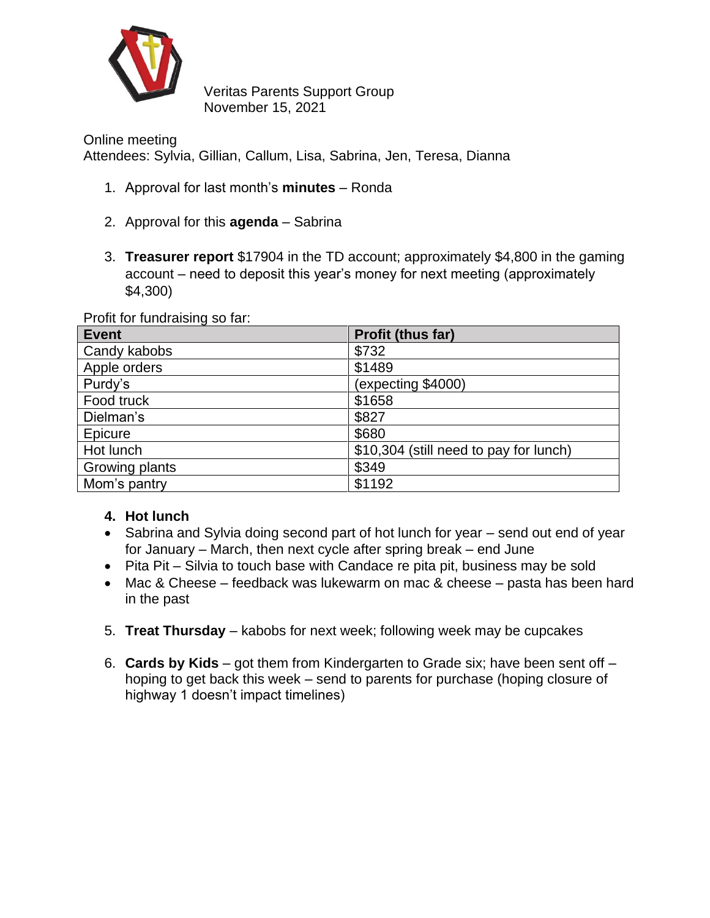Veritas Parents Support Group
November 15, 2021

Online meeting
Attendees: Sylvia, Gillian, Callum, Lisa, Sabrina, Jen, Teresa, Dianna

1. Approval for last month's **minutes** – Ronda

2. Approval for this **agenda** – Sabrina

3. **Treasurer report** $17904 in the TD account; approximately $4,800 in the gaming account – need to deposit this year's money for next meeting (approximately $4,300)

Profit for fundraising so far:

| Event | Profit (thus far) |
|---|---|
| Candy kabobs | $732 |
| Apple orders | $1489 |
| Purdy's | (expecting $4000) |
| Food truck | $1658 |
| Dielman's | $827 |
| Epicure | $680 |
| Hot lunch | $10,304 (still need to pay for lunch) |
| Growing plants | $349 |
| Mom's pantry | $1192 |

4. **Hot lunch**

- Sabrina and Sylvia doing second part of hot lunch for year – send out end of year for January – March, then next cycle after spring break – end June
- Pita Pit – Silvia to touch base with Candace re pita pit, business may be sold
- Mac & Cheese – feedback was lukewarm on mac & cheese – pasta has been hard in the past

5. **Treat Thursday** – kabobs for next week; following week may be cupcakes

6. **Cards by Kids** – got them from Kindergarten to Grade six; have been sent off – hoping to get back this week – send to parents for purchase (hoping closure of highway 1 doesn't impact timelines)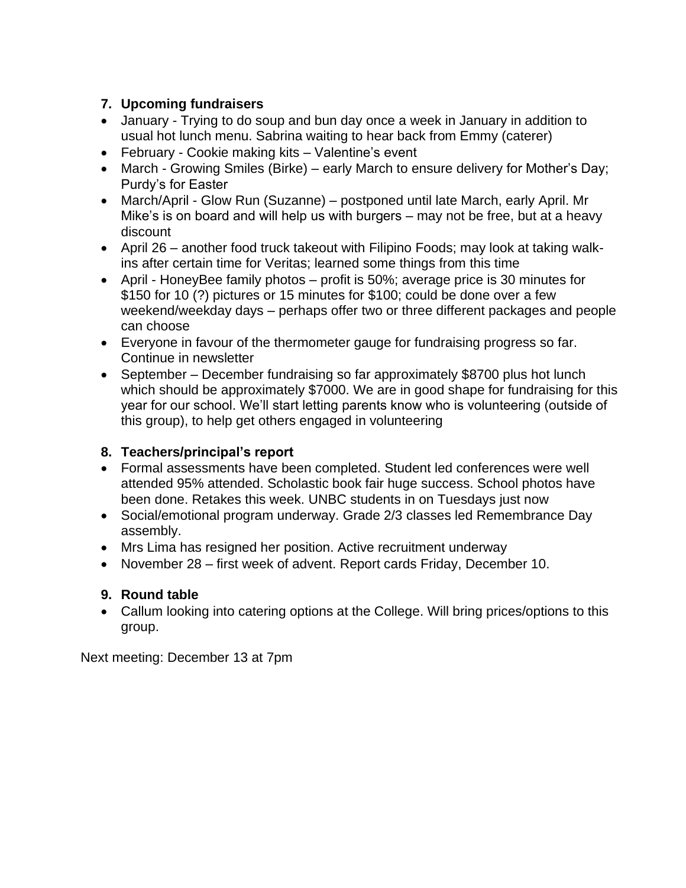7. **Upcoming fundraisers**

- January - Trying to do soup and bun day once a week in January in addition to usual hot lunch menu. Sabrina waiting to hear back from Emmy (caterer)
- February - Cookie making kits – Valentine's event
- March - Growing Smiles (Birke) – early March to ensure delivery for Mother's Day; Purdy's for Easter
- March/April - Glow Run (Suzanne) – postponed until late March, early April. Mr Mike's is on board and will help us with burgers – may not be free, but at a heavy discount
- April 26 – another food truck takeout with Filipino Foods; may look at taking walk-ins after certain time for Veritas; learned some things from this time
- April - HoneyBee family photos – profit is 50%; average price is 30 minutes for $150 for 10 (?) pictures or 15 minutes for $100; could be done over a few weekend/weekday days – perhaps offer two or three different packages and people can choose
- Everyone in favour of the thermometer gauge for fundraising progress so far. Continue in newsletter
- September – December fundraising so far approximately $8700 plus hot lunch which should be approximately $7000. We are in good shape for fundraising for this year for our school. We'll start letting parents know who is volunteering (outside of this group), to help get others engaged in volunteering

8. **Teachers/principal's report**

- Formal assessments have been completed. Student led conferences were well attended 95% attended. Scholastic book fair huge success. School photos have been done. Retakes this week. UNBC students in on Tuesdays just now
- Social/emotional program underway. Grade 2/3 classes led Remembrance Day assembly.
- Mrs Lima has resigned her position. Active recruitment underway
- November 28 – first week of advent. Report cards Friday, December 10.

9. **Round table**

- Callum looking into catering options at the College. Will bring prices/options to this group.

Next meeting: December 13 at 7pm